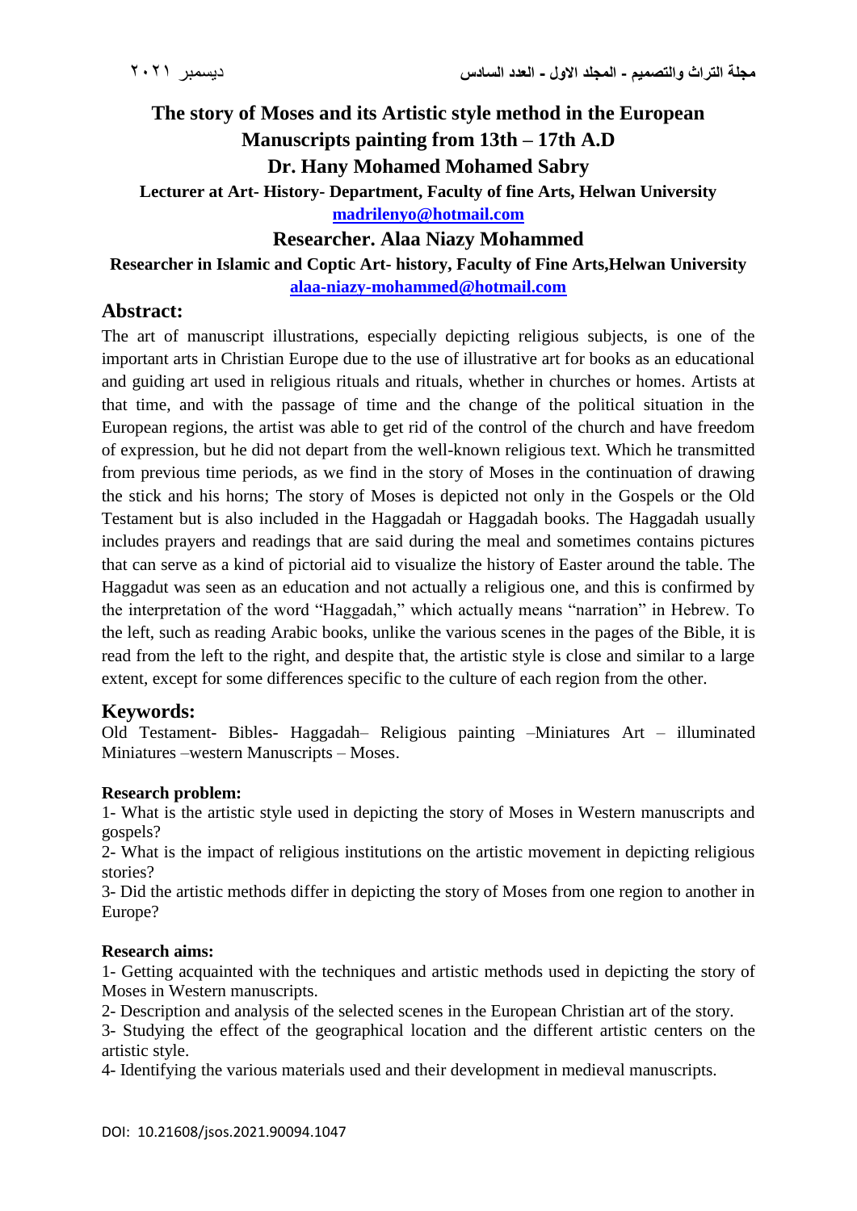# The story of Moses and its Artistic style method in the European Manuscripts painting from 13th – 17th A.D

**Dr. Hany Mohamed Mohamed Sabry**

**Lecturer at Art- History- Department, Faculty of fine Arts, Helwan University**

**madrilenyo@hotmail.com**

**Researcher. Alaa Niazy Mohammed**

**Researcher in Islamic and Coptic Art- history, Faculty of Fine Arts,Helwan University**

**alaa-niazy-mohammed@hotmail.com**

## Abstract:

The art of manuscript illustrations, especially depicting religious subjects, is one of the important arts in Christian Europe due to the use of illustrative art for books as an educational and guiding art used in religious rituals and rituals, whether in churches or homes. Artists at that time, and with the passage of time and the change of the political situation in the European regions, the artist was able to get rid of the control of the church and have freedom of expression, but he did not depart from the well-known religious text. Which he transmitted from previous time periods, as we find in the story of Moses in the continuation of drawing the stick and his horns; The story of Moses is depicted not only in the Gospels or the Old Testament but is also included in the Haggadah or Haggadah books. The Haggadah usually includes prayers and readings that are said during the meal and sometimes contains pictures that can serve as a kind of pictorial aid to visualize the history of Easter around the table. The Haggadut was seen as an education and not actually a religious one, and this is confirmed by the interpretation of the word "Haggadah," which actually means "narration" in Hebrew. To the left, such as reading Arabic books, unlike the various scenes in the pages of the Bible, it is read from the left to the right, and despite that, the artistic style is close and similar to a large extent, except for some differences specific to the culture of each region from the other.

## Keywords:

Old Testament- Bibles- Haggadah– Religious painting –Miniatures Art – illuminated Miniatures –western Manuscripts – Moses.

**Research problem:**

1- What is the artistic style used in depicting the story of Moses in Western manuscripts and gospels?

2- What is the impact of religious institutions on the artistic movement in depicting religious stories?

3- Did the artistic methods differ in depicting the story of Moses from one region to another in Europe?

**Research aims:**

1- Getting acquainted with the techniques and artistic methods used in depicting the story of Moses in Western manuscripts.

2- Description and analysis of the selected scenes in the European Christian art of the story.

3- Studying the effect of the geographical location and the different artistic centers on the artistic style.

4- Identifying the various materials used and their development in medieval manuscripts.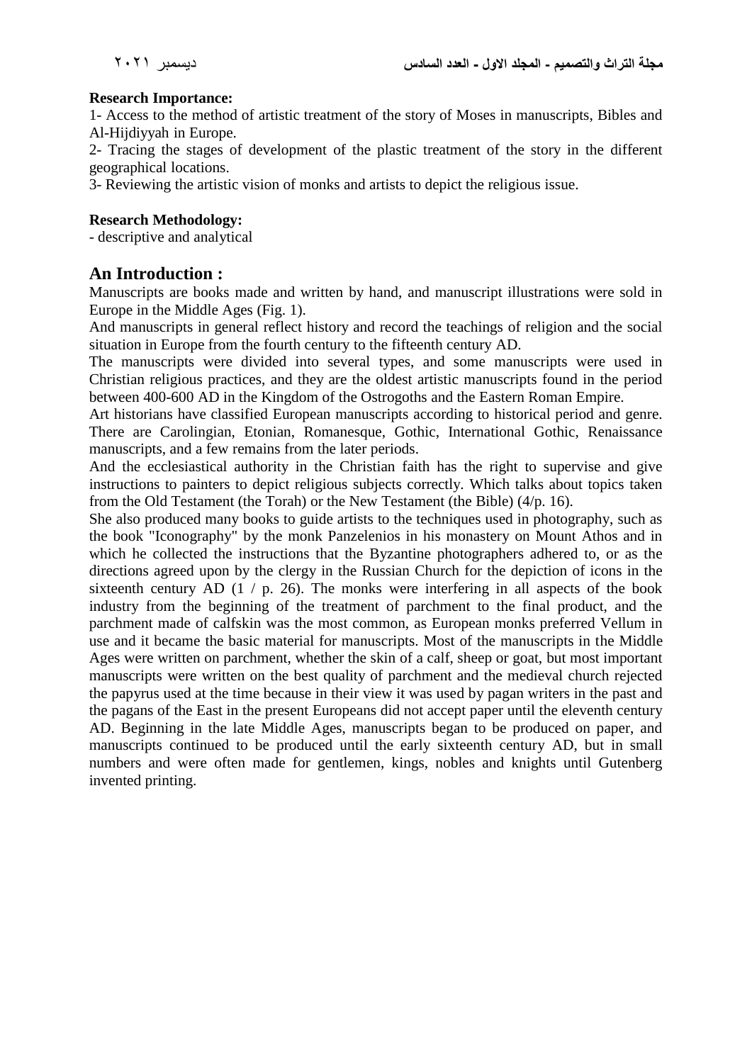**Research Importance:**

1- Access to the method of artistic treatment of the story of Moses in manuscripts, Bibles and Al-Hijdiyyah in Europe.

2- Tracing the stages of development of the plastic treatment of the story in the different geographical locations.

3- Reviewing the artistic vision of monks and artists to depict the religious issue.

**Research Methodology:**

- descriptive and analytical

## An Introduction :

Manuscripts are books made and written by hand, and manuscript illustrations were sold in Europe in the Middle Ages (Fig. 1).

And manuscripts in general reflect history and record the teachings of religion and the social situation in Europe from the fourth century to the fifteenth century AD.

The manuscripts were divided into several types, and some manuscripts were used in Christian religious practices, and they are the oldest artistic manuscripts found in the period between 400-600 AD in the Kingdom of the Ostrogoths and the Eastern Roman Empire.

Art historians have classified European manuscripts according to historical period and genre. There are Carolingian, Etonian, Romanesque, Gothic, International Gothic, Renaissance manuscripts, and a few remains from the later periods.

And the ecclesiastical authority in the Christian faith has the right to supervise and give instructions to painters to depict religious subjects correctly. Which talks about topics taken from the Old Testament (the Torah) or the New Testament (the Bible) (4/p. 16).

She also produced many books to guide artists to the techniques used in photography, such as the book "Iconography" by the monk Panzelenios in his monastery on Mount Athos and in which he collected the instructions that the Byzantine photographers adhered to, or as the directions agreed upon by the clergy in the Russian Church for the depiction of icons in the sixteenth century AD (1 / p. 26). The monks were interfering in all aspects of the book industry from the beginning of the treatment of parchment to the final product, and the parchment made of calfskin was the most common, as European monks preferred Vellum in use and it became the basic material for manuscripts. Most of the manuscripts in the Middle Ages were written on parchment, whether the skin of a calf, sheep or goat, but most important manuscripts were written on the best quality of parchment and the medieval church rejected the papyrus used at the time because in their view it was used by pagan writers in the past and the pagans of the East in the present Europeans did not accept paper until the eleventh century AD. Beginning in the late Middle Ages, manuscripts began to be produced on paper, and manuscripts continued to be produced until the early sixteenth century AD, but in small numbers and were often made for gentlemen, kings, nobles and knights until Gutenberg invented printing.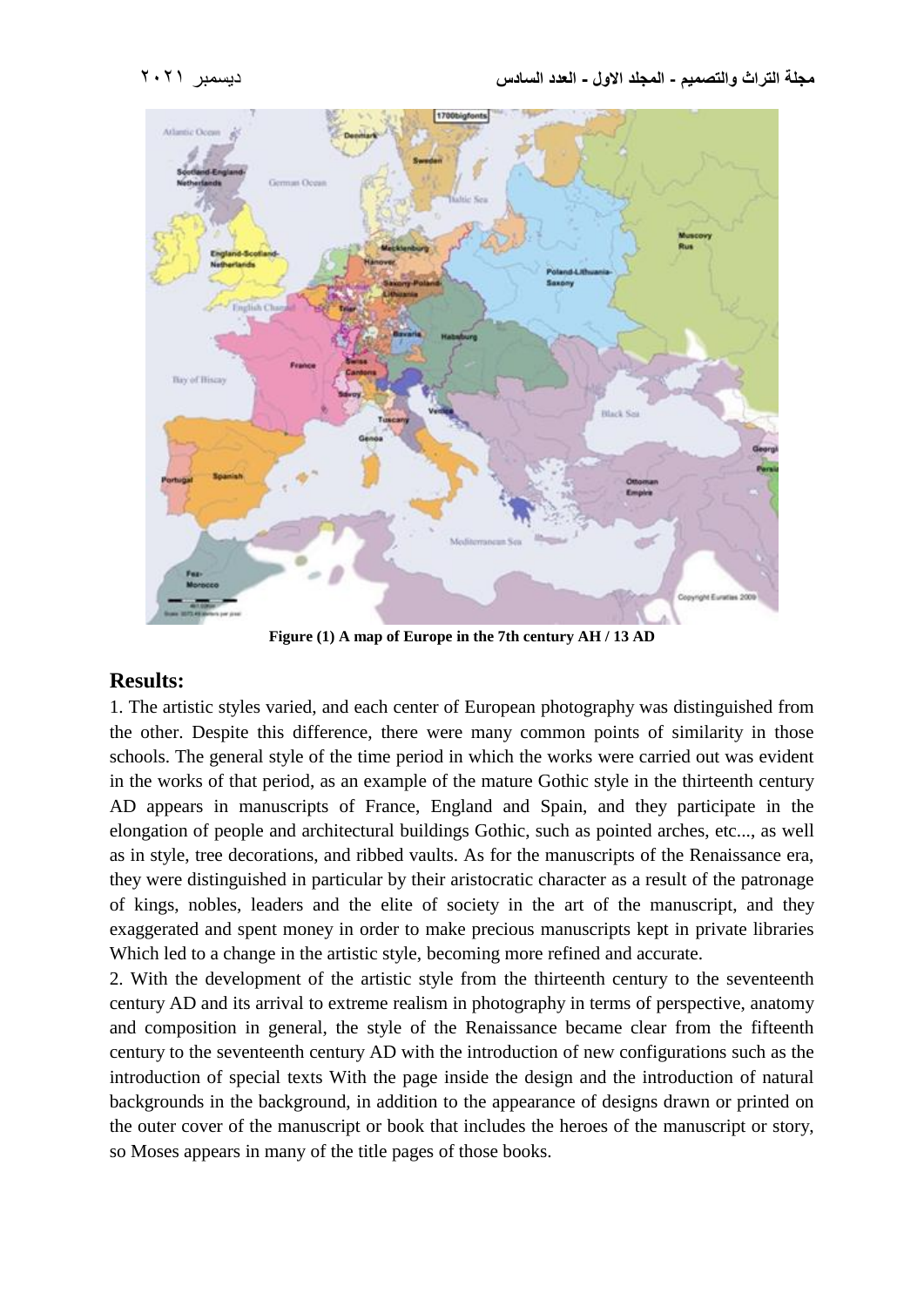Figure (1) A map of Europe in the 7th century AH / 13 AD

## Results:

1. The artistic styles varied, and each center of European photography was distinguished from the other. Despite this difference, there were many common points of similarity in those schools. The general style of the time period in which the works were carried out was evident in the works of that period, as an example of the mature Gothic style in the thirteenth century AD appears in manuscripts of France, England and Spain, and they participate in the elongation of people and architectural buildings Gothic, such as pointed arches, etc..., as well as in style, tree decorations, and ribbed vaults. As for the manuscripts of the Renaissance era, they were distinguished in particular by their aristocratic character as a result of the patronage of kings, nobles, leaders and the elite of society in the art of the manuscript, and they exaggerated and spent money in order to make precious manuscripts kept in private libraries Which led to a change in the artistic style, becoming more refined and accurate.

2. With the development of the artistic style from the thirteenth century to the seventeenth century AD and its arrival to extreme realism in photography in terms of perspective, anatomy and composition in general, the style of the Renaissance became clear from the fifteenth century to the seventeenth century AD with the introduction of new configurations such as the introduction of special texts With the page inside the design and the introduction of natural backgrounds in the background, in addition to the appearance of designs drawn or printed on the outer cover of the manuscript or book that includes the heroes of the manuscript or story, so Moses appears in many of the title pages of those books.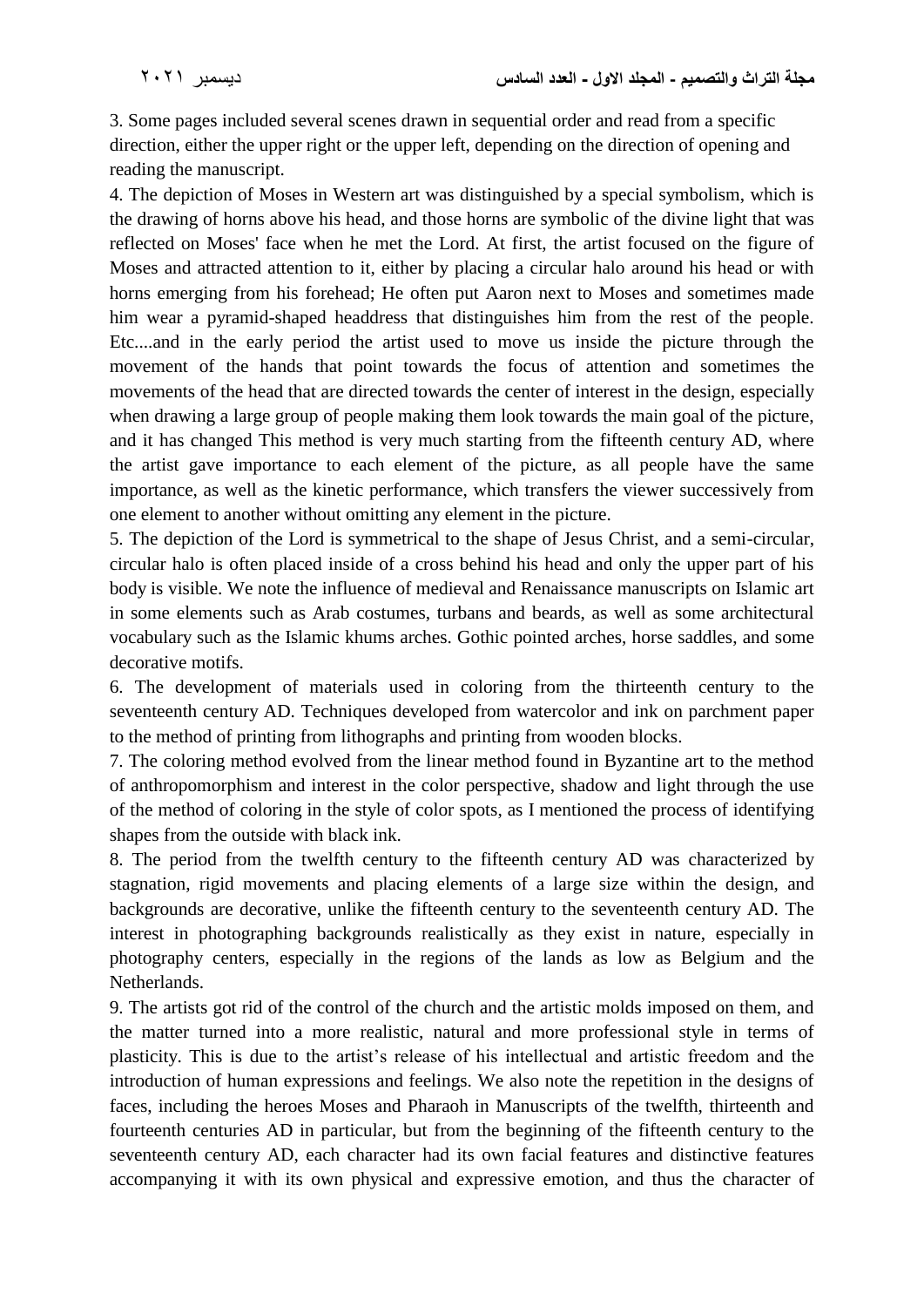3. Some pages included several scenes drawn in sequential order and read from a specific direction, either the upper right or the upper left, depending on the direction of opening and reading the manuscript.

4. The depiction of Moses in Western art was distinguished by a special symbolism, which is the drawing of horns above his head, and those horns are symbolic of the divine light that was reflected on Moses' face when he met the Lord. At first, the artist focused on the figure of Moses and attracted attention to it, either by placing a circular halo around his head or with horns emerging from his forehead; He often put Aaron next to Moses and sometimes made him wear a pyramid-shaped headdress that distinguishes him from the rest of the people. Etc....and in the early period the artist used to move us inside the picture through the movement of the hands that point towards the focus of attention and sometimes the movements of the head that are directed towards the center of interest in the design, especially when drawing a large group of people making them look towards the main goal of the picture, and it has changed This method is very much starting from the fifteenth century AD, where the artist gave importance to each element of the picture, as all people have the same importance, as well as the kinetic performance, which transfers the viewer successively from one element to another without omitting any element in the picture.

5. The depiction of the Lord is symmetrical to the shape of Jesus Christ, and a semi-circular, circular halo is often placed inside of a cross behind his head and only the upper part of his body is visible. We note the influence of medieval and Renaissance manuscripts on Islamic art in some elements such as Arab costumes, turbans and beards, as well as some architectural vocabulary such as the Islamic khums arches. Gothic pointed arches, horse saddles, and some decorative motifs.

6. The development of materials used in coloring from the thirteenth century to the seventeenth century AD. Techniques developed from watercolor and ink on parchment paper to the method of printing from lithographs and printing from wooden blocks.

7. The coloring method evolved from the linear method found in Byzantine art to the method of anthropomorphism and interest in the color perspective, shadow and light through the use of the method of coloring in the style of color spots, as I mentioned the process of identifying shapes from the outside with black ink.

8. The period from the twelfth century to the fifteenth century AD was characterized by stagnation, rigid movements and placing elements of a large size within the design, and backgrounds are decorative, unlike the fifteenth century to the seventeenth century AD. The interest in photographing backgrounds realistically as they exist in nature, especially in photography centers, especially in the regions of the lands as low as Belgium and the Netherlands.

9. The artists got rid of the control of the church and the artistic molds imposed on them, and the matter turned into a more realistic, natural and more professional style in terms of plasticity. This is due to the artist's release of his intellectual and artistic freedom and the introduction of human expressions and feelings. We also note the repetition in the designs of faces, including the heroes Moses and Pharaoh in Manuscripts of the twelfth, thirteenth and fourteenth centuries AD in particular, but from the beginning of the fifteenth century to the seventeenth century AD, each character had its own facial features and distinctive features accompanying it with its own physical and expressive emotion, and thus the character of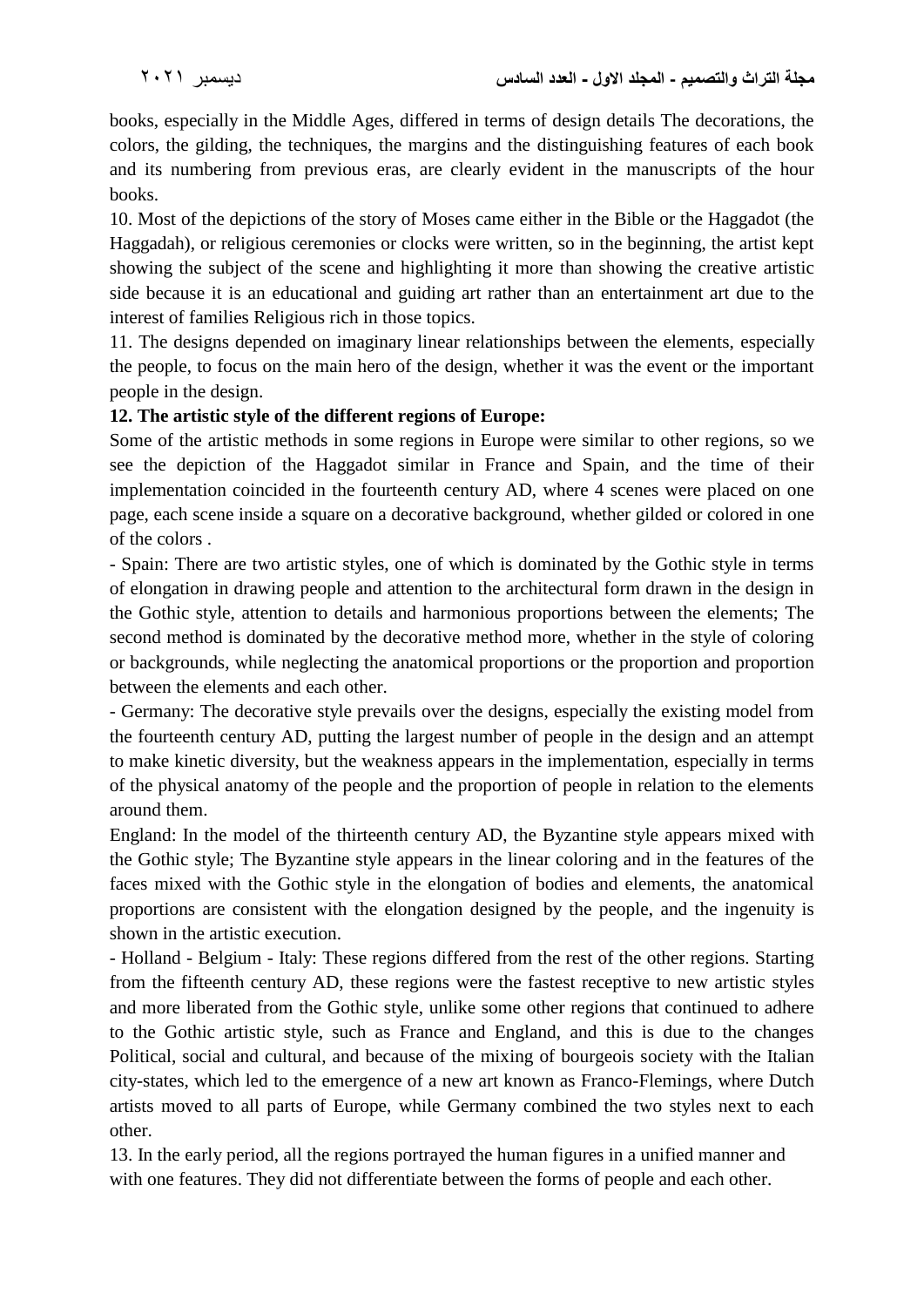books, especially in the Middle Ages, differed in terms of design details The decorations, the colors, the gilding, the techniques, the margins and the distinguishing features of each book and its numbering from previous eras, are clearly evident in the manuscripts of the hour books.

10. Most of the depictions of the story of Moses came either in the Bible or the Haggadot (the Haggadah), or religious ceremonies or clocks were written, so in the beginning, the artist kept showing the subject of the scene and highlighting it more than showing the creative artistic side because it is an educational and guiding art rather than an entertainment art due to the interest of families Religious rich in those topics.

11. The designs depended on imaginary linear relationships between the elements, especially the people, to focus on the main hero of the design, whether it was the event or the important people in the design.

**12. The artistic style of the different regions of Europe:**

Some of the artistic methods in some regions in Europe were similar to other regions, so we see the depiction of the Haggadot similar in France and Spain, and the time of their implementation coincided in the fourteenth century AD, where 4 scenes were placed on one page, each scene inside a square on a decorative background, whether gilded or colored in one of the colors .

- Spain: There are two artistic styles, one of which is dominated by the Gothic style in terms of elongation in drawing people and attention to the architectural form drawn in the design in the Gothic style, attention to details and harmonious proportions between the elements; The second method is dominated by the decorative method more, whether in the style of coloring or backgrounds, while neglecting the anatomical proportions or the proportion and proportion between the elements and each other.
- Germany: The decorative style prevails over the designs, especially the existing model from the fourteenth century AD, putting the largest number of people in the design and an attempt to make kinetic diversity, but the weakness appears in the implementation, especially in terms of the physical anatomy of the people and the proportion of people in relation to the elements around them.

England: In the model of the thirteenth century AD, the Byzantine style appears mixed with the Gothic style; The Byzantine style appears in the linear coloring and in the features of the faces mixed with the Gothic style in the elongation of bodies and elements, the anatomical proportions are consistent with the elongation designed by the people, and the ingenuity is shown in the artistic execution.

- Holland - Belgium - Italy: These regions differed from the rest of the other regions. Starting from the fifteenth century AD, these regions were the fastest receptive to new artistic styles and more liberated from the Gothic style, unlike some other regions that continued to adhere to the Gothic artistic style, such as France and England, and this is due to the changes Political, social and cultural, and because of the mixing of bourgeois society with the Italian city-states, which led to the emergence of a new art known as Franco-Flemings, where Dutch artists moved to all parts of Europe, while Germany combined the two styles next to each other.

13. In the early period, all the regions portrayed the human figures in a unified manner and with one features. They did not differentiate between the forms of people and each other.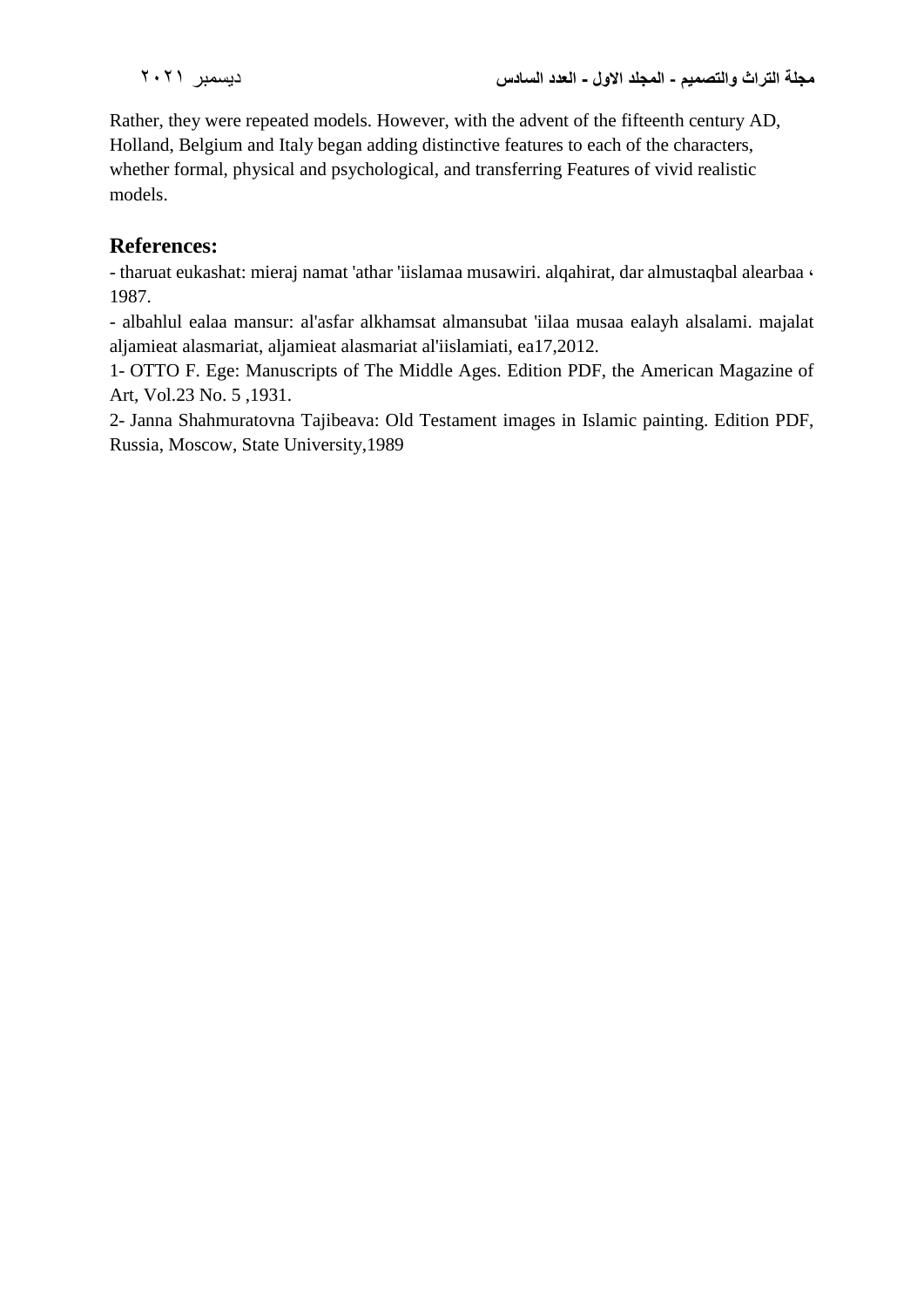Rather, they were repeated models. However, with the advent of the fifteenth century AD, Holland, Belgium and Italy began adding distinctive features to each of the characters, whether formal, physical and psychological, and transferring Features of vivid realistic models.

## References:

- tharuat eukashat: mieraj namat 'athar 'iislamaa musawiri. alqahirat, dar almustaqbal alearbaa ، 1987.
- albahlul ealaa mansur: al'asfar alkhamsat almansubat 'iilaa musaa ealayh alsalami. majalat aljamieat alasmariat, aljamieat alasmariat al'iislamiati, ea17,2012.

1- OTTO F. Ege: Manuscripts of The Middle Ages. Edition PDF, the American Magazine of Art, Vol.23 No. 5 ,1931.

2- Janna Shahmuratovna Tajibeava: Old Testament images in Islamic painting. Edition PDF, Russia, Moscow, State University,1989